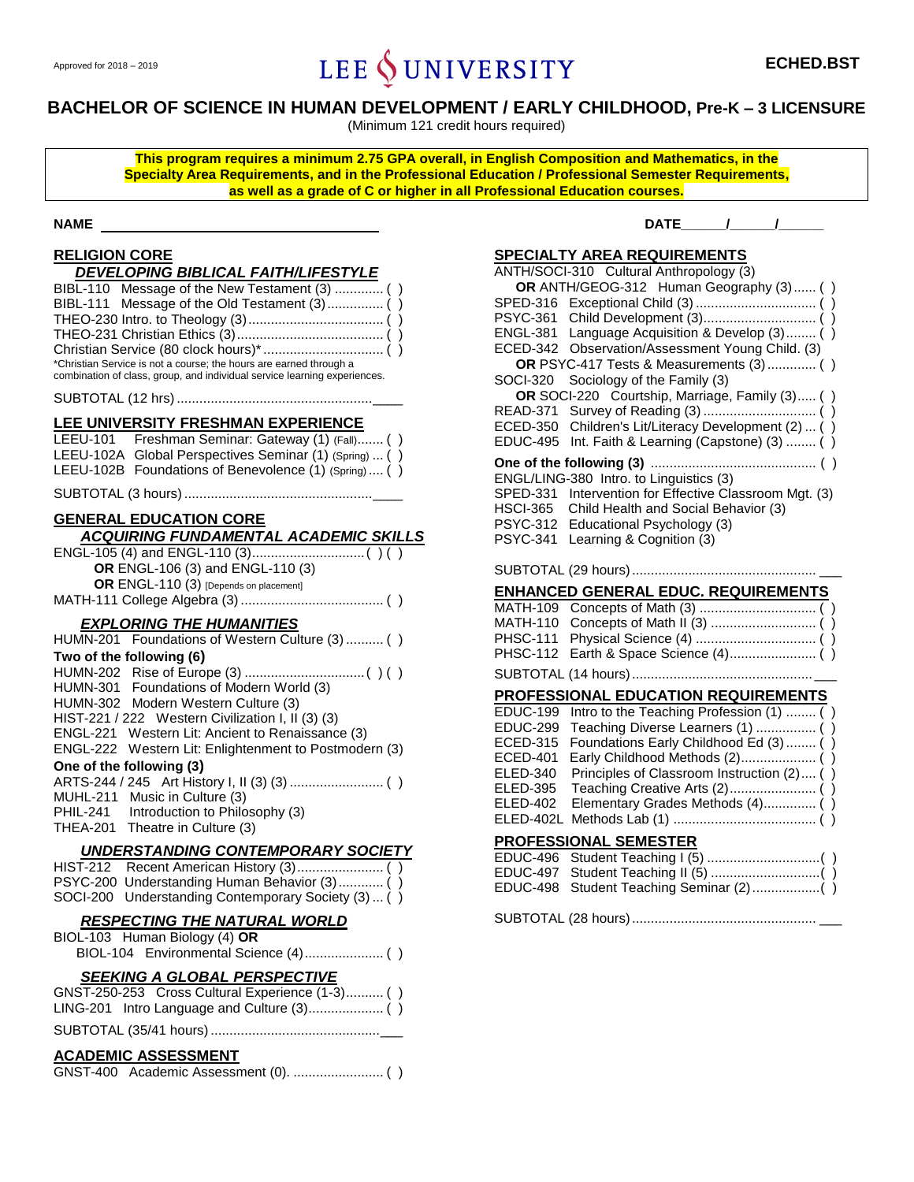Approved for 2018 – 2019

# LEE UNIVERSITY

**ECHED.BST**

## BACHELOR OF SCIENCE IN HUMAN DEVELOPMENT / EARLY CHILDHOOD, Pre-K – 3 LICENSURE

(Minimum 121 credit hours required)

**This program requires a minimum 2.75 GPA overall, in English Composition and Mathematics, in the Specialty Area Requirements, and in the Professional Education / Professional Semester Requirements, as well as a grade of C or higher in all Professional Education courses.**

**NAME** ______________________________

**DATE**\_\_\_\_\_/\_\_\_\_\_/\_\_\_\_\_

### RELIGION CORE

***DEVELOPING BIBLICAL FAITH/LIFESTYLE***

BIBL-110 Message of the New Testament (3) ............. ( )
BIBL-111 Message of the Old Testament (3) ............... ( )
THEO-230 Intro. to Theology (3) .................................... ( )
THEO-231 Christian Ethics (3) ....................................... ( )
Christian Service (80 clock hours)* ................................ ( )
*Christian Service is not a course; the hours are earned through a combination of class, group, and individual service learning experiences.

SUBTOTAL (12 hrs) ....................................................____

### LEE UNIVERSITY FRESHMAN EXPERIENCE

LEEU-101 Freshman Seminar: Gateway (1) (Fall) ....... ( )
LEEU-102A Global Perspectives Seminar (1) (Spring) ... ( )
LEEU-102B Foundations of Benevolence (1) (Spring) .... ( )

SUBTOTAL (3 hours) ..................................................____

### GENERAL EDUCATION CORE

***ACQUIRING FUNDAMENTAL ACADEMIC SKILLS***

ENGL-105 (4) and ENGL-110 (3)..............................( ) ( )
**OR** ENGL-106 (3) and ENGL-110 (3)
**OR** ENGL-110 (3) [Depends on placement]
MATH-111 College Algebra (3) ...................................... ( )

***EXPLORING THE HUMANITIES***

HUMN-201 Foundations of Western Culture (3) .......... ( )

**Two of the following (6)**

HUMN-202 Rise of Europe (3) ................................( ) ( )
HUMN-301 Foundations of Modern World (3)
HUMN-302 Modern Western Culture (3)
HIST-221 / 222 Western Civilization I, II (3) (3)
ENGL-221 Western Lit: Ancient to Renaissance (3)
ENGL-222 Western Lit: Enlightenment to Postmodern (3)

**One of the following (3)**

ARTS-244 / 245 Art History I, II (3) (3) ......................... ( )
MUHL-211 Music in Culture (3)
PHIL-241 Introduction to Philosophy (3)
THEA-201 Theatre in Culture (3)

***UNDERSTANDING CONTEMPORARY SOCIETY***

HIST-212 Recent American History (3)....................... ( )
PSYC-200 Understanding Human Behavior (3)............ ( )
SOCI-200 Understanding Contemporary Society (3) ... ( )

***RESPECTING THE NATURAL WORLD***

BIOL-103 Human Biology (4) **OR**
BIOL-104 Environmental Science (4)..................... ( )

***SEEKING A GLOBAL PERSPECTIVE***

GNST-250-253 Cross Cultural Experience (1-3).......... ( )
LING-201 Intro Language and Culture (3).................... ( )

SUBTOTAL (35/41 hours) .............................................___

### ACADEMIC ASSESSMENT

GNST-400 Academic Assessment (0). ........................ ( )

### SPECIALTY AREA REQUIREMENTS

ANTH/SOCI-310 Cultural Anthropology (3)
**OR** ANTH/GEOG-312 Human Geography (3)...... ( )
SPED-316 Exceptional Child (3) ................................ ( )
PSYC-361 Child Development (3).............................. ( )
ENGL-381 Language Acquisition & Develop (3)........ ( )
ECED-342 Observation/Assessment Young Child. (3)
**OR** PSYC-417 Tests & Measurements (3) ............. ( )
SOCI-320 Sociology of the Family (3)
**OR** SOCI-220 Courtship, Marriage, Family (3)..... ( )
READ-371 Survey of Reading (3) ............................. ( )
ECED-350 Children's Lit/Literacy Development (2) ... ( )
EDUC-495 Int. Faith & Learning (Capstone) (3) ........ ( )

**One of the following (3)** ........................................... ( )
ENGL/LING-380 Intro. to Linguistics (3)
SPED-331 Intervention for Effective Classroom Mgt. (3)
HSCI-365 Child Health and Social Behavior (3)
PSYC-312 Educational Psychology (3)
PSYC-341 Learning & Cognition (3)

SUBTOTAL (29 hours) ................................................. ___

### ENHANCED GENERAL EDUC. REQUIREMENTS

MATH-109 Concepts of Math (3) ............................... ( )
MATH-110 Concepts of Math II (3) ............................ ( )
PHSC-111 Physical Science (4) ................................ ( )
PHSC-112 Earth & Space Science (4)....................... ( )

SUBTOTAL (14 hours) ................................................ ___

### PROFESSIONAL EDUCATION REQUIREMENTS

EDUC-199 Intro to the Teaching Profession (1) ........ ( )
EDUC-299 Teaching Diverse Learners (1) ................ ( )
ECED-315 Foundations Early Childhood Ed (3) ........ ( )
ECED-401 Early Childhood Methods (2).................... ( )
ELED-340 Principles of Classroom Instruction (2).... ( )
ELED-395 Teaching Creative Arts (2)....................... ( )
ELED-402 Elementary Grades Methods (4).............. ( )
ELED-402L Methods Lab (1) ..................................... ( )

### PROFESSIONAL SEMESTER

EDUC-496 Student Teaching I (5) ..............................( )
EDUC-497 Student Teaching II (5) .............................( )
EDUC-498 Student Teaching Seminar (2)..................( )

SUBTOTAL (28 hours) ................................................. ___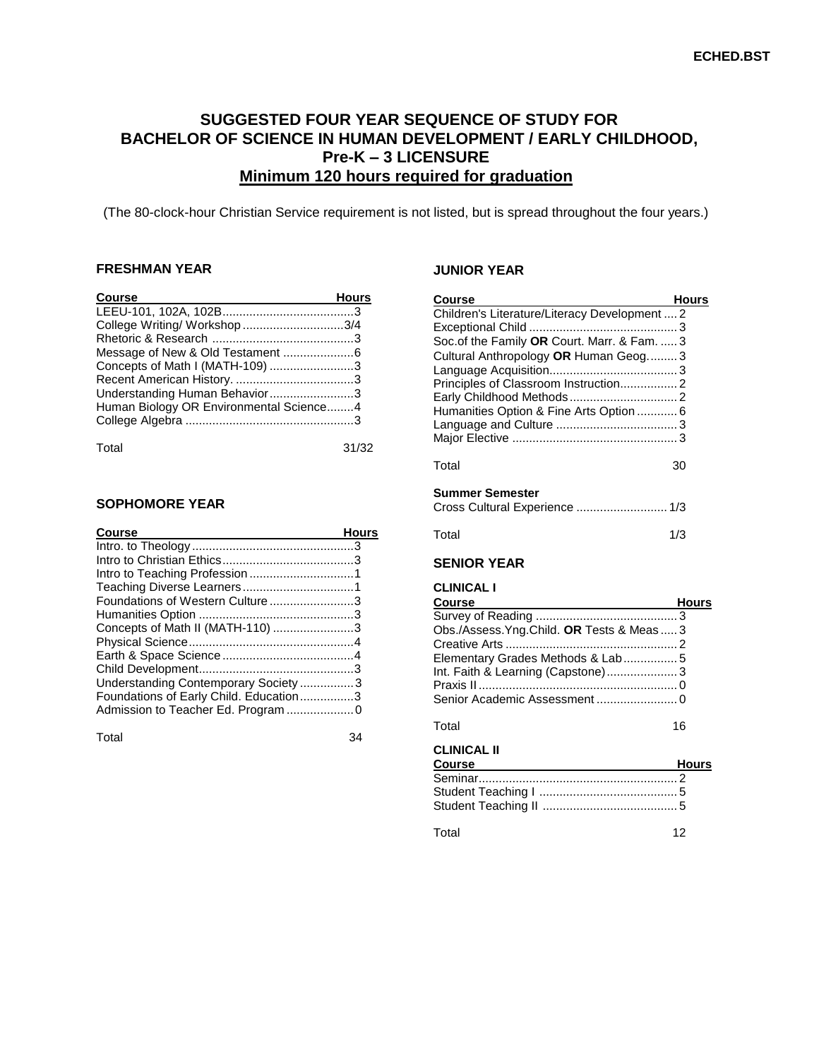ECHED.BST

# SUGGESTED FOUR YEAR SEQUENCE OF STUDY FOR BACHELOR OF SCIENCE IN HUMAN DEVELOPMENT / EARLY CHILDHOOD, Pre-K – 3 LICENSURE

## Minimum 120 hours required for graduation

(The 80-clock-hour Christian Service requirement is not listed, but is spread throughout the four years.)

### FRESHMAN YEAR

| Course | Hours |
| --- | --- |
| LEEU-101, 102A, 102B | 3 |
| College Writing/ Workshop | 3/4 |
| Rhetoric & Research | 3 |
| Message of New & Old Testament | 6 |
| Concepts of Math I (MATH-109) | 3 |
| Recent American History. | 3 |
| Understanding Human Behavior | 3 |
| Human Biology OR Environmental Science | 4 |
| College Algebra | 3 |
| Total | 31/32 |

### SOPHOMORE YEAR

| Course | Hours |
| --- | --- |
| Intro. to Theology | 3 |
| Intro to Christian Ethics | 3 |
| Intro to Teaching Profession | 1 |
| Teaching Diverse Learners | 1 |
| Foundations of Western Culture | 3 |
| Humanities Option | 3 |
| Concepts of Math II (MATH-110) | 3 |
| Physical Science | 4 |
| Earth & Space Science | 4 |
| Child Development | 3 |
| Understanding Contemporary Society | 3 |
| Foundations of Early Child. Education | 3 |
| Admission to Teacher Ed. Program | 0 |
| Total | 34 |

### JUNIOR YEAR

| Course | Hours |
| --- | --- |
| Children's Literature/Literacy Development | 2 |
| Exceptional Child | 3 |
| Soc.of the Family **OR** Court. Marr. & Fam. | 3 |
| Cultural Anthropology **OR** Human Geog. | 3 |
| Language Acquisition | 3 |
| Principles of Classroom Instruction | 2 |
| Early Childhood Methods | 2 |
| Humanities Option & Fine Arts Option | 6 |
| Language and Culture | 3 |
| Major Elective | 3 |
| Total | 30 |

**Summer Semester**

| Course | Hours |
| --- | --- |
| Cross Cultural Experience | 1/3 |
| Total | 1/3 |

### SENIOR YEAR

**CLINICAL I**

| Course | Hours |
| --- | --- |
| Survey of Reading | 3 |
| Obs./Assess.Yng.Child. **OR** Tests & Meas | 3 |
| Creative Arts | 2 |
| Elementary Grades Methods & Lab | 5 |
| Int. Faith & Learning (Capstone) | 3 |
| Praxis II | 0 |
| Senior Academic Assessment | 0 |
| Total | 16 |

**CLINICAL II**

| Course | Hours |
| --- | --- |
| Seminar | 2 |
| Student Teaching I | 5 |
| Student Teaching II | 5 |
| Total | 12 |